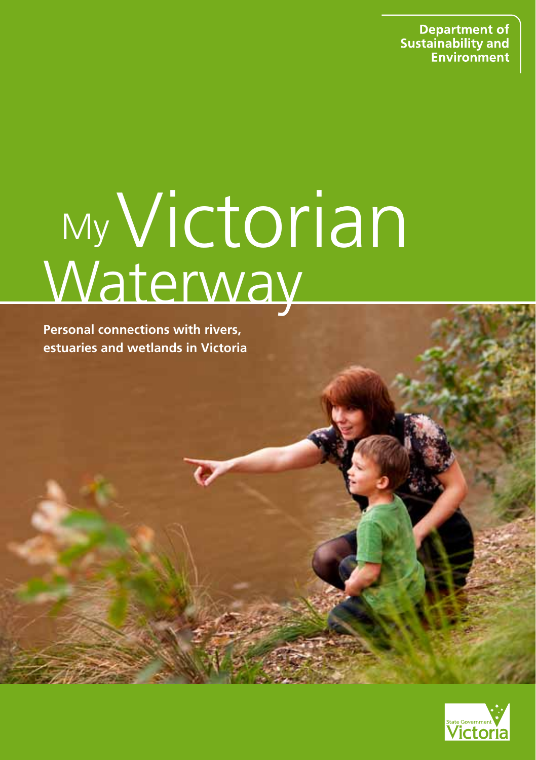Department of Sustainability and Environment

# My Victorian Waterway

**Personal connections with rivers, estuaries and wetlands in Victoria**

State Government Victoria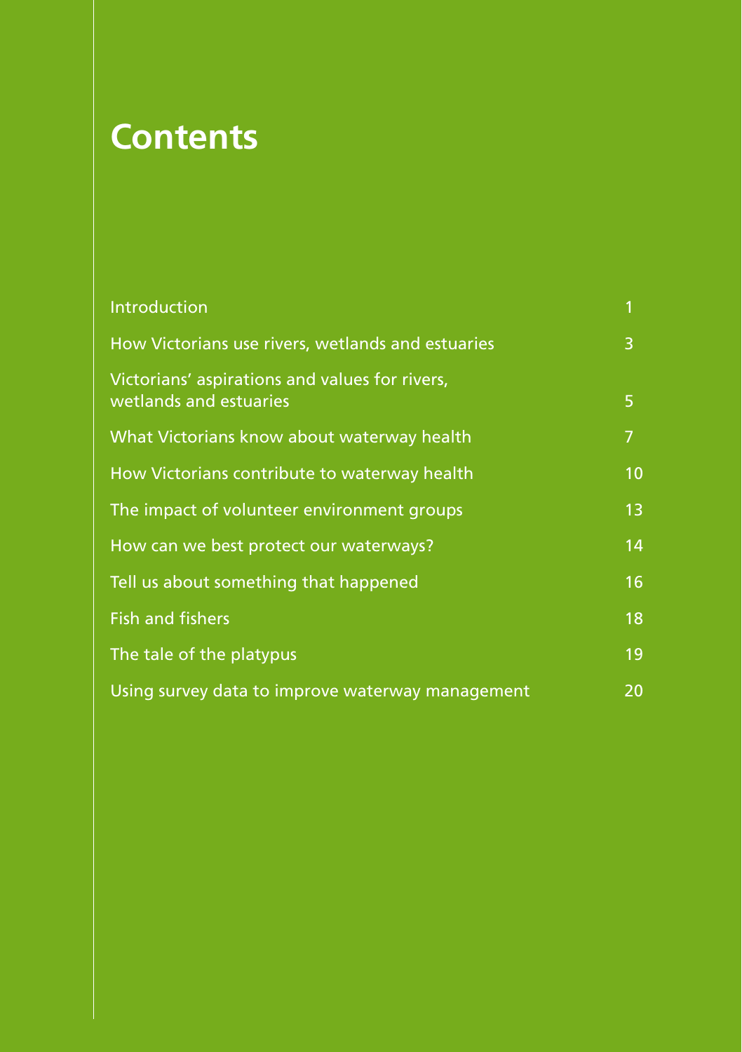# Contents

| | |
|---|---|
| Introduction | 1 |
| How Victorians use rivers, wetlands and estuaries | 3 |
| Victorians' aspirations and values for rivers, wetlands and estuaries | 5 |
| What Victorians know about waterway health | 7 |
| How Victorians contribute to waterway health | 10 |
| The impact of volunteer environment groups | 13 |
| How can we best protect our waterways? | 14 |
| Tell us about something that happened | 16 |
| Fish and fishers | 18 |
| The tale of the platypus | 19 |
| Using survey data to improve waterway management | 20 |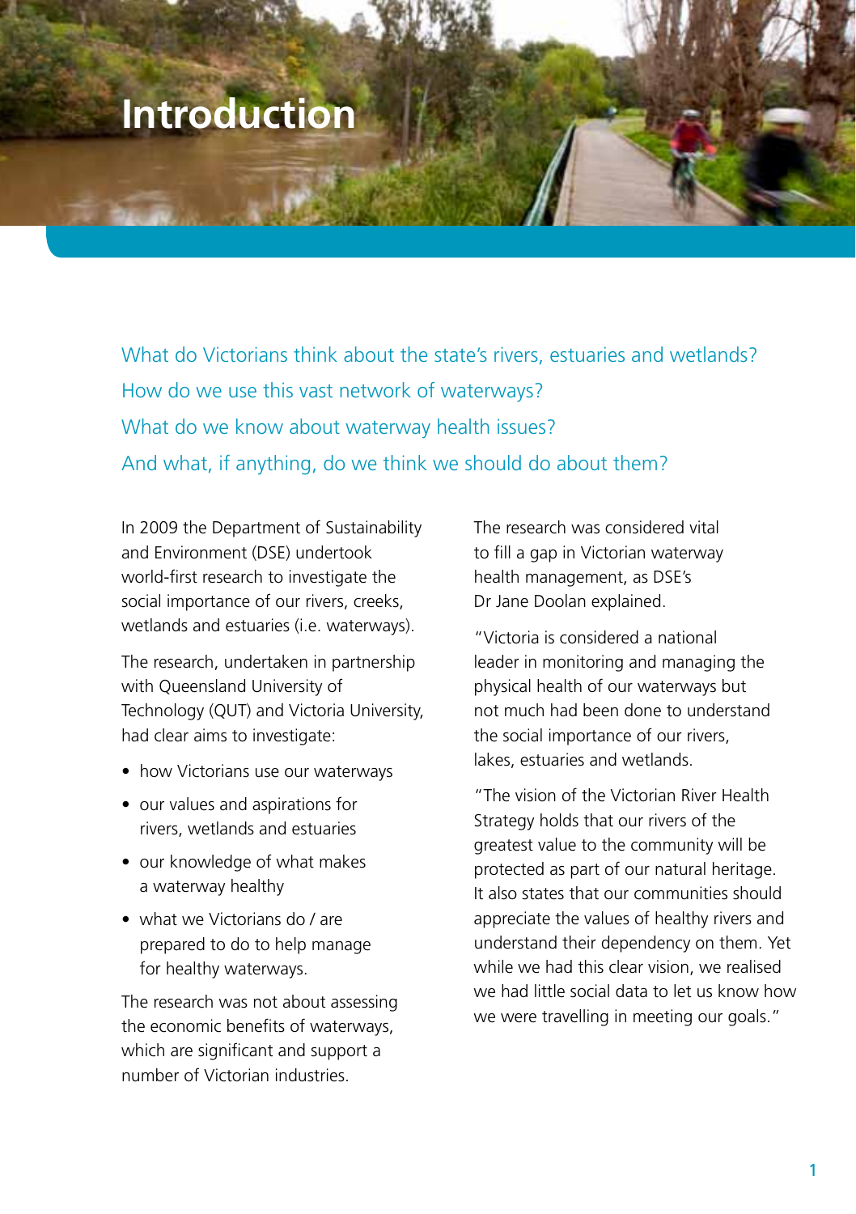# Introduction

What do Victorians think about the state's rivers, estuaries and wetlands?

How do we use this vast network of waterways?

What do we know about waterway health issues?

And what, if anything, do we think we should do about them?

In 2009 the Department of Sustainability and Environment (DSE) undertook world-first research to investigate the social importance of our rivers, creeks, wetlands and estuaries (i.e. waterways).

The research, undertaken in partnership with Queensland University of Technology (QUT) and Victoria University, had clear aims to investigate:

- how Victorians use our waterways
- our values and aspirations for rivers, wetlands and estuaries
- our knowledge of what makes a waterway healthy
- what we Victorians do / are prepared to do to help manage for healthy waterways.

The research was not about assessing the economic benefits of waterways, which are significant and support a number of Victorian industries.

The research was considered vital to fill a gap in Victorian waterway health management, as DSE's Dr Jane Doolan explained.

"Victoria is considered a national leader in monitoring and managing the physical health of our waterways but not much had been done to understand the social importance of our rivers, lakes, estuaries and wetlands.

"The vision of the Victorian River Health Strategy holds that our rivers of the greatest value to the community will be protected as part of our natural heritage. It also states that our communities should appreciate the values of healthy rivers and understand their dependency on them. Yet while we had this clear vision, we realised we had little social data to let us know how we were travelling in meeting our goals."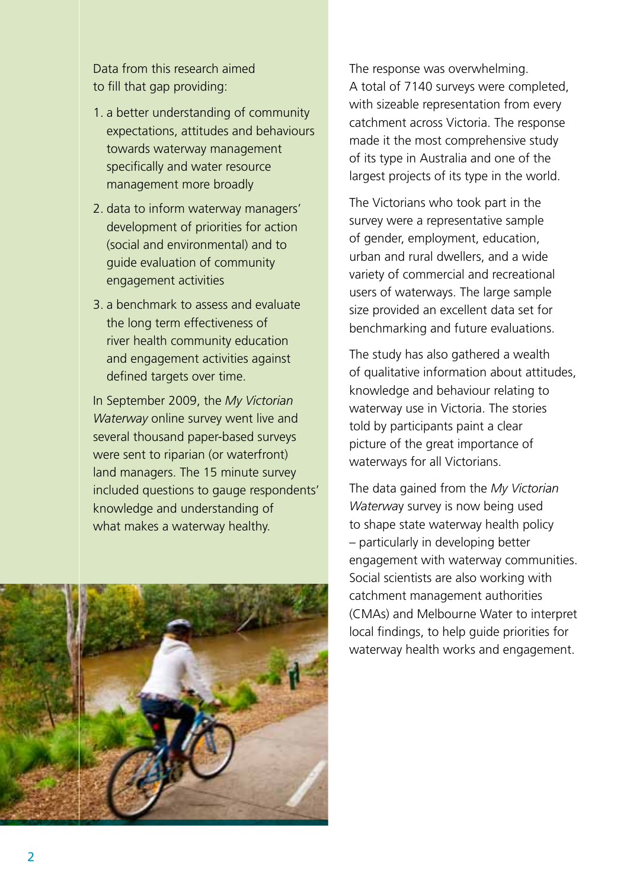Data from this research aimed to fill that gap providing:

1. a better understanding of community expectations, attitudes and behaviours towards waterway management specifically and water resource management more broadly
2. data to inform waterway managers' development of priorities for action (social and environmental) and to guide evaluation of community engagement activities
3. a benchmark to assess and evaluate the long term effectiveness of river health community education and engagement activities against defined targets over time.

In September 2009, the *My Victorian Waterway* online survey went live and several thousand paper-based surveys were sent to riparian (or waterfront) land managers. The 15 minute survey included questions to gauge respondents' knowledge and understanding of what makes a waterway healthy.

The response was overwhelming. A total of 7140 surveys were completed, with sizeable representation from every catchment across Victoria. The response made it the most comprehensive study of its type in Australia and one of the largest projects of its type in the world.

The Victorians who took part in the survey were a representative sample of gender, employment, education, urban and rural dwellers, and a wide variety of commercial and recreational users of waterways. The large sample size provided an excellent data set for benchmarking and future evaluations.

The study has also gathered a wealth of qualitative information about attitudes, knowledge and behaviour relating to waterway use in Victoria. The stories told by participants paint a clear picture of the great importance of waterways for all Victorians.

The data gained from the *My Victorian Waterway* survey is now being used to shape state waterway health policy – particularly in developing better engagement with waterway communities. Social scientists are also working with catchment management authorities (CMAs) and Melbourne Water to interpret local findings, to help guide priorities for waterway health works and engagement.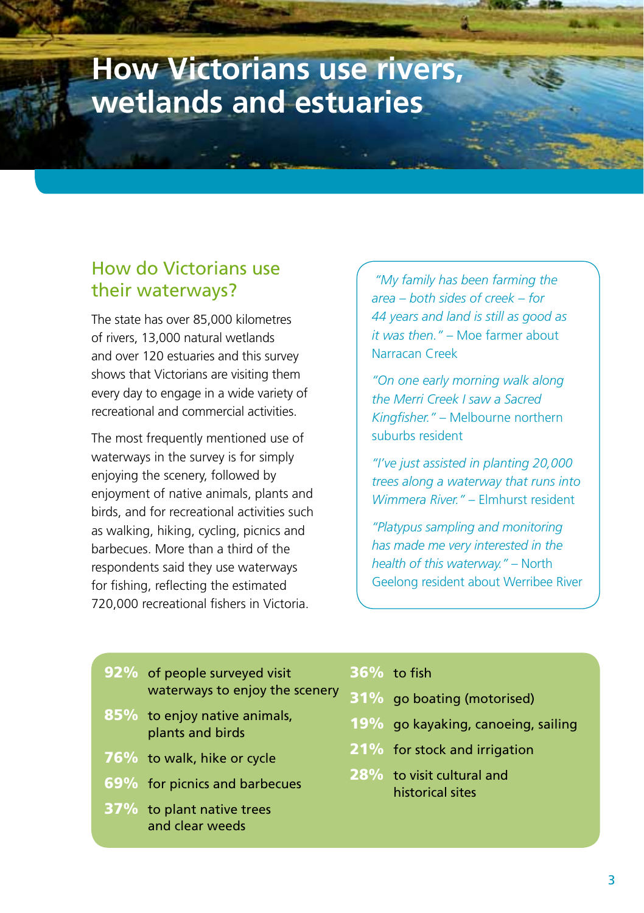# How Victorians use rivers, wetlands and estuaries

## How do Victorians use their waterways?

The state has over 85,000 kilometres of rivers, 13,000 natural wetlands and over 120 estuaries and this survey shows that Victorians are visiting them every day to engage in a wide variety of recreational and commercial activities.

The most frequently mentioned use of waterways in the survey is for simply enjoying the scenery, followed by enjoyment of native animals, plants and birds, and for recreational activities such as walking, hiking, cycling, picnics and barbecues. More than a third of the respondents said they use waterways for fishing, reflecting the estimated 720,000 recreational fishers in Victoria.

*"My family has been farming the area – both sides of creek – for 44 years and land is still as good as it was then."* – Moe farmer about Narracan Creek

*"On one early morning walk along the Merri Creek I saw a Sacred Kingfisher."* – Melbourne northern suburbs resident

*"I've just assisted in planting 20,000 trees along a waterway that runs into Wimmera River."* – Elmhurst resident

*"Platypus sampling and monitoring has made me very interested in the health of this waterway."* – North Geelong resident about Werribee River

- **92%** of people surveyed visit waterways to enjoy the scenery
- **85%** to enjoy native animals, plants and birds
- **76%** to walk, hike or cycle
- **69%** for picnics and barbecues
- **37%** to plant native trees and clear weeds
- **36%** to fish
- **31%** go boating (motorised)
- **19%** go kayaking, canoeing, sailing
- **21%** for stock and irrigation
- **28%** to visit cultural and historical sites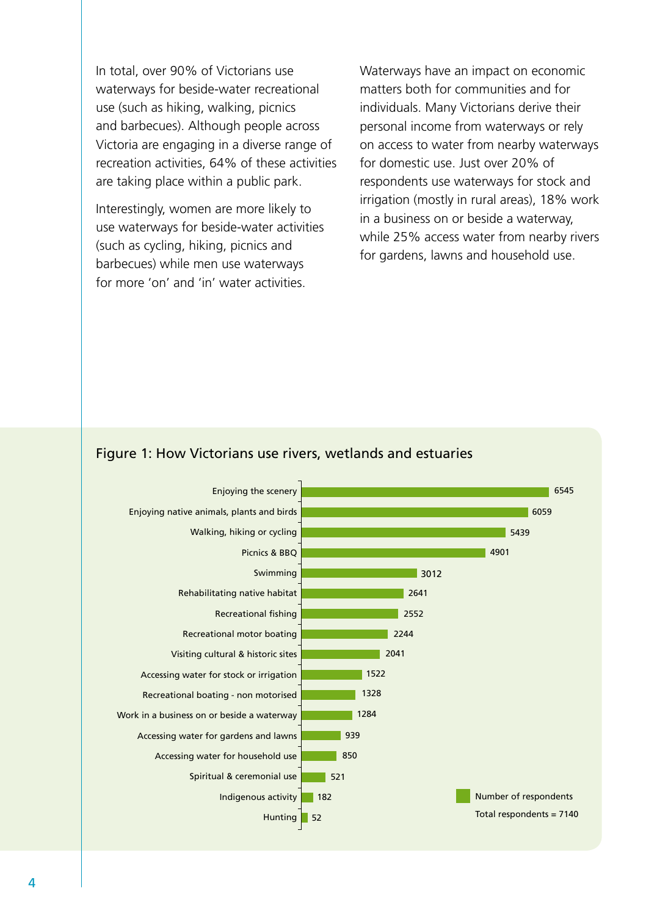In total, over 90% of Victorians use waterways for beside-water recreational use (such as hiking, walking, picnics and barbecues). Although people across Victoria are engaging in a diverse range of recreation activities, 64% of these activities are taking place within a public park.

Interestingly, women are more likely to use waterways for beside-water activities (such as cycling, hiking, picnics and barbecues) while men use waterways for more 'on' and 'in' water activities.

Waterways have an impact on economic matters both for communities and for individuals. Many Victorians derive their personal income from waterways or rely on access to water from nearby waterways for domestic use. Just over 20% of respondents use waterways for stock and irrigation (mostly in rural areas), 18% work in a business on or beside a waterway, while 25% access water from nearby rivers for gardens, lawns and household use.

Figure 1: How Victorians use rivers, wetlands and estuaries

| Use | Number of respondents |
|---|---|
| Enjoying the scenery | 6545 |
| Enjoying native animals, plants and birds | 6059 |
| Walking, hiking or cycling | 5439 |
| Picnics & BBQ | 4901 |
| Swimming | 3012 |
| Rehabilitating native habitat | 2641 |
| Recreational fishing | 2552 |
| Recreational motor boating | 2244 |
| Visiting cultural & historic sites | 2041 |
| Accessing water for stock or irrigation | 1522 |
| Recreational boating - non motorised | 1328 |
| Work in a business on or beside a waterway | 1284 |
| Accessing water for gardens and lawns | 939 |
| Accessing water for household use | 850 |
| Spiritual & ceremonial use | 521 |
| Indigenous activity | 182 |
| Hunting | 52 |

Total respondents = 7140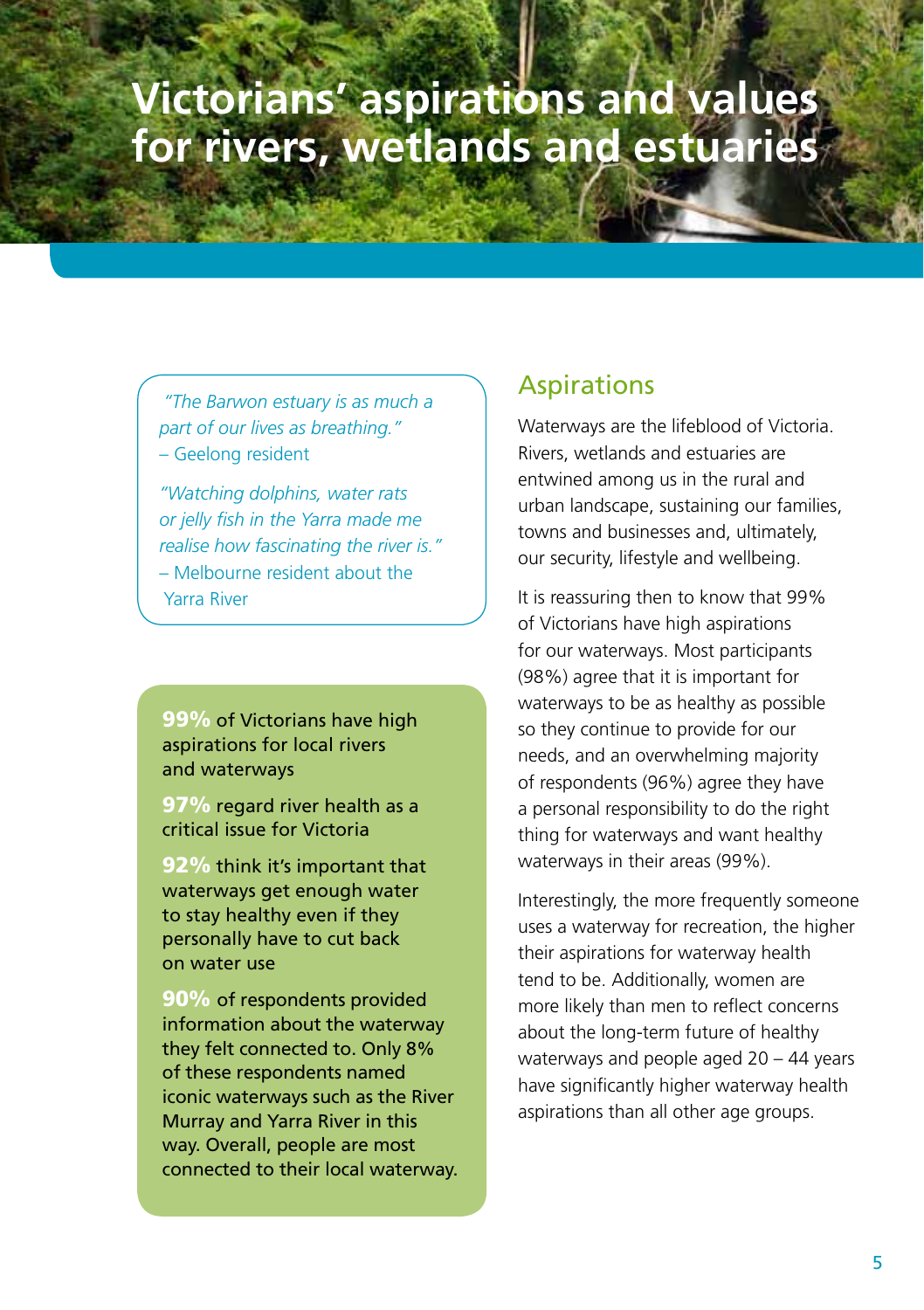# Victorians' aspirations and values for rivers, wetlands and estuaries

*"The Barwon estuary is as much a part of our lives as breathing."*
– Geelong resident

*"Watching dolphins, water rats or jelly fish in the Yarra made me realise how fascinating the river is."*
– Melbourne resident about the Yarra River

**99%** of Victorians have high aspirations for local rivers and waterways

**97%** regard river health as a critical issue for Victoria

**92%** think it's important that waterways get enough water to stay healthy even if they personally have to cut back on water use

**90%** of respondents provided information about the waterway they felt connected to. Only 8% of these respondents named iconic waterways such as the River Murray and Yarra River in this way. Overall, people are most connected to their local waterway.

## Aspirations

Waterways are the lifeblood of Victoria. Rivers, wetlands and estuaries are entwined among us in the rural and urban landscape, sustaining our families, towns and businesses and, ultimately, our security, lifestyle and wellbeing.

It is reassuring then to know that 99% of Victorians have high aspirations for our waterways. Most participants (98%) agree that it is important for waterways to be as healthy as possible so they continue to provide for our needs, and an overwhelming majority of respondents (96%) agree they have a personal responsibility to do the right thing for waterways and want healthy waterways in their areas (99%).

Interestingly, the more frequently someone uses a waterway for recreation, the higher their aspirations for waterway health tend to be. Additionally, women are more likely than men to reflect concerns about the long-term future of healthy waterways and people aged 20 – 44 years have significantly higher waterway health aspirations than all other age groups.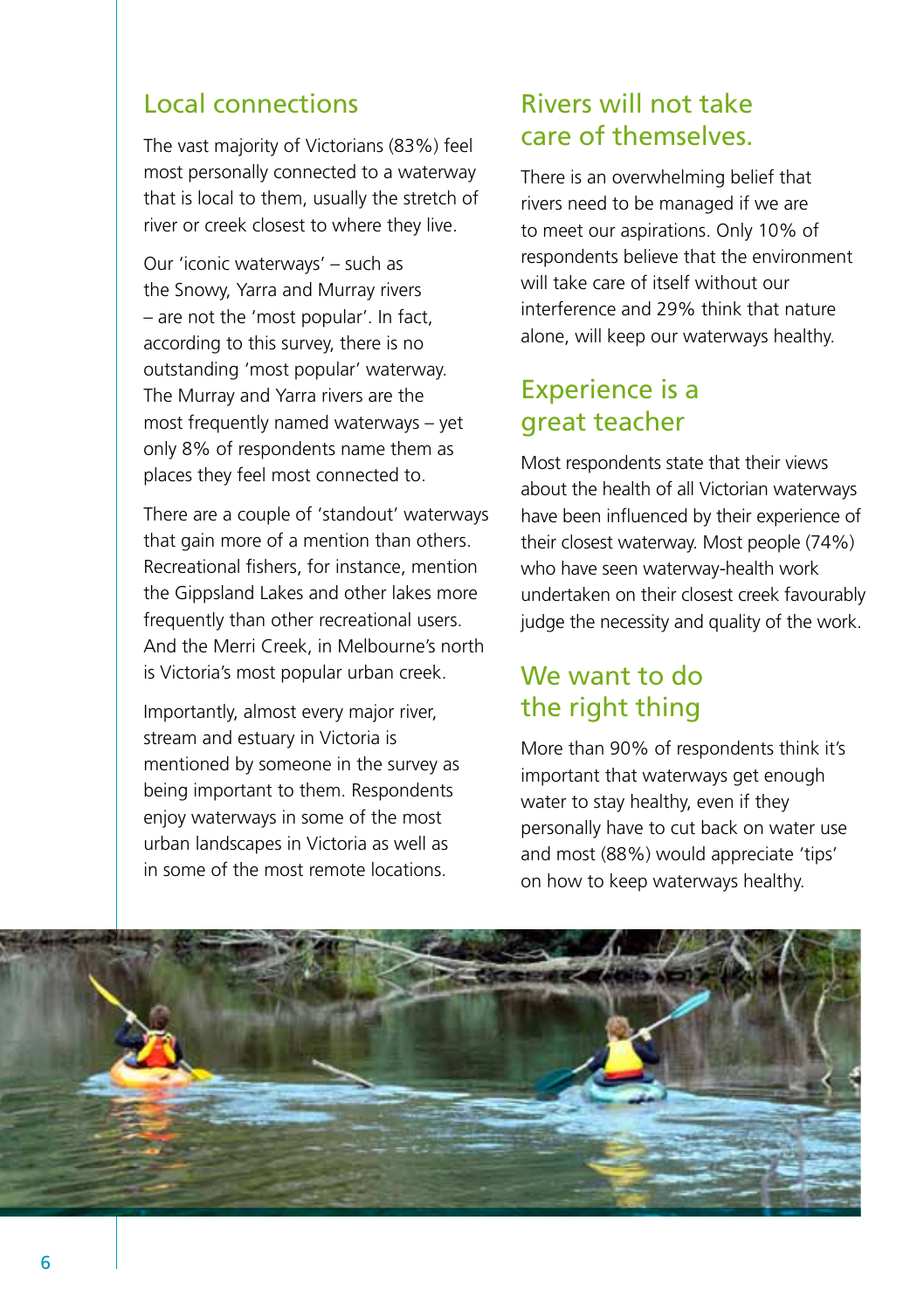## Local connections

The vast majority of Victorians (83%) feel most personally connected to a waterway that is local to them, usually the stretch of river or creek closest to where they live.

Our 'iconic waterways' – such as the Snowy, Yarra and Murray rivers – are not the 'most popular'. In fact, according to this survey, there is no outstanding 'most popular' waterway. The Murray and Yarra rivers are the most frequently named waterways – yet only 8% of respondents name them as places they feel most connected to.

There are a couple of 'standout' waterways that gain more of a mention than others. Recreational fishers, for instance, mention the Gippsland Lakes and other lakes more frequently than other recreational users. And the Merri Creek, in Melbourne's north is Victoria's most popular urban creek.

Importantly, almost every major river, stream and estuary in Victoria is mentioned by someone in the survey as being important to them. Respondents enjoy waterways in some of the most urban landscapes in Victoria as well as in some of the most remote locations.

## Rivers will not take care of themselves.

There is an overwhelming belief that rivers need to be managed if we are to meet our aspirations. Only 10% of respondents believe that the environment will take care of itself without our interference and 29% think that nature alone, will keep our waterways healthy.

## Experience is a great teacher

Most respondents state that their views about the health of all Victorian waterways have been influenced by their experience of their closest waterway. Most people (74%) who have seen waterway-health work undertaken on their closest creek favourably judge the necessity and quality of the work.

## We want to do the right thing

More than 90% of respondents think it's important that waterways get enough water to stay healthy, even if they personally have to cut back on water use and most (88%) would appreciate 'tips' on how to keep waterways healthy.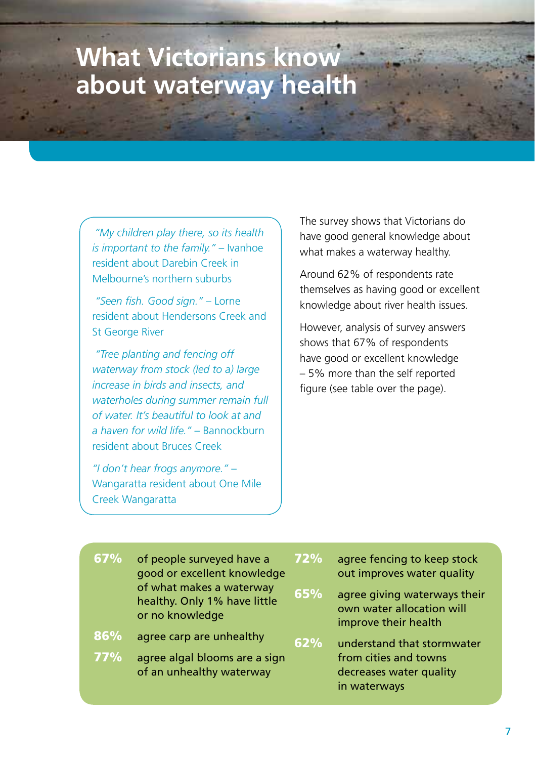# What Victorians know about waterway health

> *"My children play there, so its health is important to the family."* – Ivanhoe resident about Darebin Creek in Melbourne's northern suburbs
>
> *"Seen fish. Good sign."* – Lorne resident about Hendersons Creek and St George River
>
> *"Tree planting and fencing off waterway from stock (led to a) large increase in birds and insects, and waterholes during summer remain full of water. It's beautiful to look at and a haven for wild life."* – Bannockburn resident about Bruces Creek
>
> *"I don't hear frogs anymore."* – Wangaratta resident about One Mile Creek Wangaratta

The survey shows that Victorians do have good general knowledge about what makes a waterway healthy.

Around 62% of respondents rate themselves as having good or excellent knowledge about river health issues.

However, analysis of survey answers shows that 67% of respondents have good or excellent knowledge – 5% more than the self reported figure (see table over the page).

- **67%** of people surveyed have a good or excellent knowledge of what makes a waterway healthy. Only 1% have little or no knowledge
- **86%** agree carp are unhealthy
- **77%** agree algal blooms are a sign of an unhealthy waterway
- **72%** agree fencing to keep stock out improves water quality
- **65%** agree giving waterways their own water allocation will improve their health
- **62%** understand that stormwater from cities and towns decreases water quality in waterways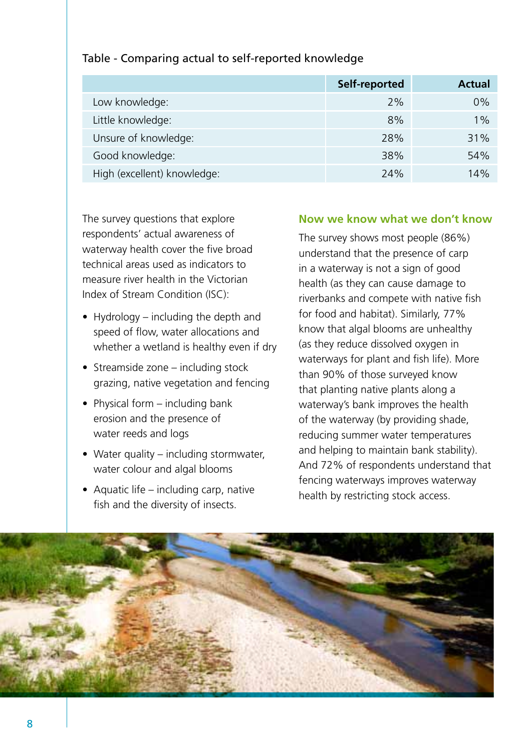Table - Comparing actual to self-reported knowledge

| | Self-reported | Actual |
|---|---|---|
| Low knowledge: | 2% | 0% |
| Little knowledge: | 8% | 1% |
| Unsure of knowledge: | 28% | 31% |
| Good knowledge: | 38% | 54% |
| High (excellent) knowledge: | 24% | 14% |

The survey questions that explore respondents' actual awareness of waterway health cover the five broad technical areas used as indicators to measure river health in the Victorian Index of Stream Condition (ISC):

- Hydrology – including the depth and speed of flow, water allocations and whether a wetland is healthy even if dry
- Streamside zone – including stock grazing, native vegetation and fencing
- Physical form – including bank erosion and the presence of water reeds and logs
- Water quality – including stormwater, water colour and algal blooms
- Aquatic life – including carp, native fish and the diversity of insects.

## Now we know what we don't know

The survey shows most people (86%) understand that the presence of carp in a waterway is not a sign of good health (as they can cause damage to riverbanks and compete with native fish for food and habitat). Similarly, 77% know that algal blooms are unhealthy (as they reduce dissolved oxygen in waterways for plant and fish life). More than 90% of those surveyed know that planting native plants along a waterway's bank improves the health of the waterway (by providing shade, reducing summer water temperatures and helping to maintain bank stability). And 72% of respondents understand that fencing waterways improves waterway health by restricting stock access.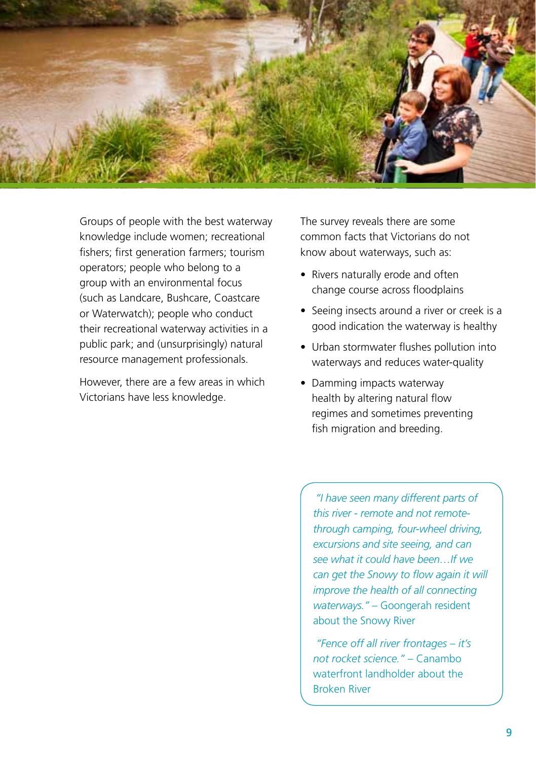Groups of people with the best waterway knowledge include women; recreational fishers; first generation farmers; tourism operators; people who belong to a group with an environmental focus (such as Landcare, Bushcare, Coastcare or Waterwatch); people who conduct their recreational waterway activities in a public park; and (unsurprisingly) natural resource management professionals.

However, there are a few areas in which Victorians have less knowledge.

The survey reveals there are some common facts that Victorians do not know about waterways, such as:

- Rivers naturally erode and often change course across floodplains
- Seeing insects around a river or creek is a good indication the waterway is healthy
- Urban stormwater flushes pollution into waterways and reduces water-quality
- Damming impacts waterway health by altering natural flow regimes and sometimes preventing fish migration and breeding.

*"I have seen many different parts of this river - remote and not remote- through camping, four-wheel driving, excursions and site seeing, and can see what it could have been…If we can get the Snowy to flow again it will improve the health of all connecting waterways."* – Goongerah resident about the Snowy River

*"Fence off all river frontages – it's not rocket science."* – Canambo waterfront landholder about the Broken River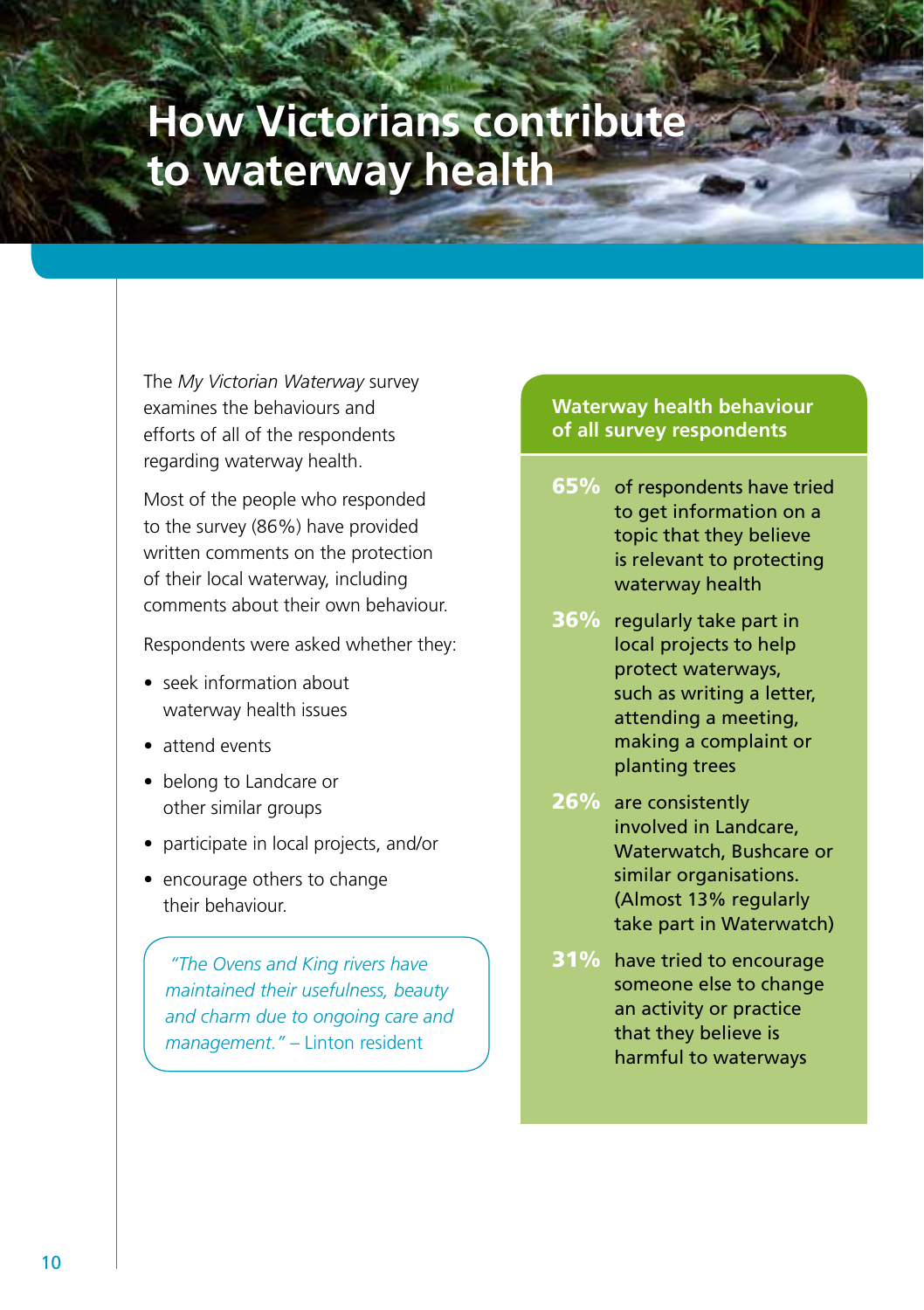# How Victorians contribute to waterway health

The *My Victorian Waterway* survey examines the behaviours and efforts of all of the respondents regarding waterway health.

Most of the people who responded to the survey (86%) have provided written comments on the protection of their local waterway, including comments about their own behaviour.

Respondents were asked whether they:

- seek information about waterway health issues
- attend events
- belong to Landcare or other similar groups
- participate in local projects, and/or
- encourage others to change their behaviour.

> *"The Ovens and King rivers have maintained their usefulness, beauty and charm due to ongoing care and management."* – Linton resident

## Waterway health behaviour of all survey respondents

**65%** of respondents have tried to get information on a topic that they believe is relevant to protecting waterway health

**36%** regularly take part in local projects to help protect waterways, such as writing a letter, attending a meeting, making a complaint or planting trees

**26%** are consistently involved in Landcare, Waterwatch, Bushcare or similar organisations. (Almost 13% regularly take part in Waterwatch)

**31%** have tried to encourage someone else to change an activity or practice that they believe is harmful to waterways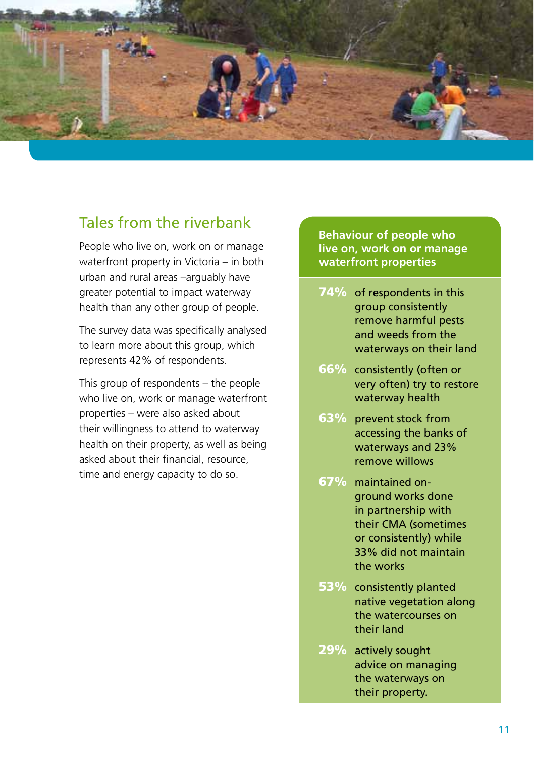## Tales from the riverbank

People who live on, work on or manage waterfront property in Victoria – in both urban and rural areas –arguably have greater potential to impact waterway health than any other group of people.

The survey data was specifically analysed to learn more about this group, which represents 42% of respondents.

This group of respondents – the people who live on, work or manage waterfront properties – were also asked about their willingness to attend to waterway health on their property, as well as being asked about their financial, resource, time and energy capacity to do so.

### Behaviour of people who live on, work on or manage waterfront properties

**74%** of respondents in this group consistently remove harmful pests and weeds from the waterways on their land

**66%** consistently (often or very often) try to restore waterway health

**63%** prevent stock from accessing the banks of waterways and 23% remove willows

**67%** maintained on-ground works done in partnership with their CMA (sometimes or consistently) while 33% did not maintain the works

**53%** consistently planted native vegetation along the watercourses on their land

**29%** actively sought advice on managing the waterways on their property.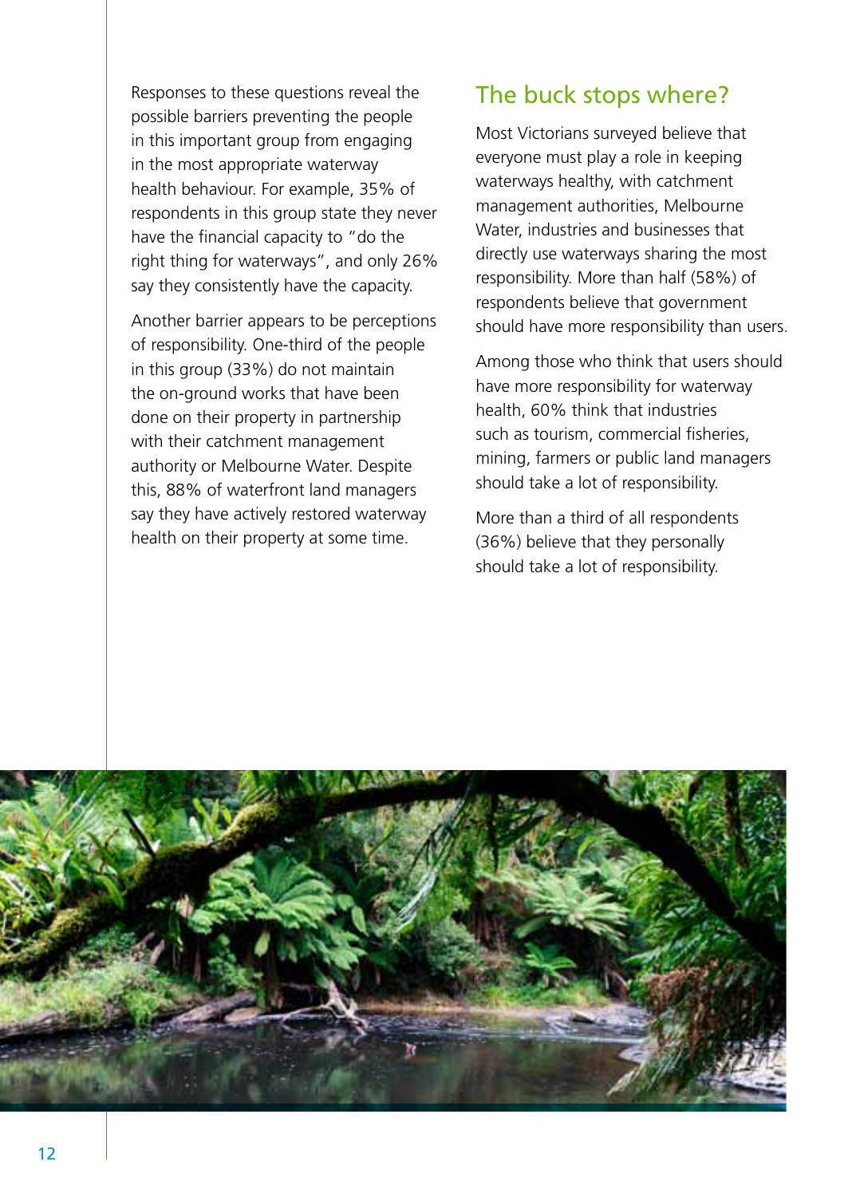Responses to these questions reveal the possible barriers preventing the people in this important group from engaging in the most appropriate waterway health behaviour. For example, 35% of respondents in this group state they never have the financial capacity to "do the right thing for waterways", and only 26% say they consistently have the capacity.

Another barrier appears to be perceptions of responsibility. One-third of the people in this group (33%) do not maintain the on-ground works that have been done on their property in partnership with their catchment management authority or Melbourne Water. Despite this, 88% of waterfront land managers say they have actively restored waterway health on their property at some time.

## The buck stops where?

Most Victorians surveyed believe that everyone must play a role in keeping waterways healthy, with catchment management authorities, Melbourne Water, industries and businesses that directly use waterways sharing the most responsibility. More than half (58%) of respondents believe that government should have more responsibility than users.

Among those who think that users should have more responsibility for waterway health, 60% think that industries such as tourism, commercial fisheries, mining, farmers or public land managers should take a lot of responsibility.

More than a third of all respondents (36%) believe that they personally should take a lot of responsibility.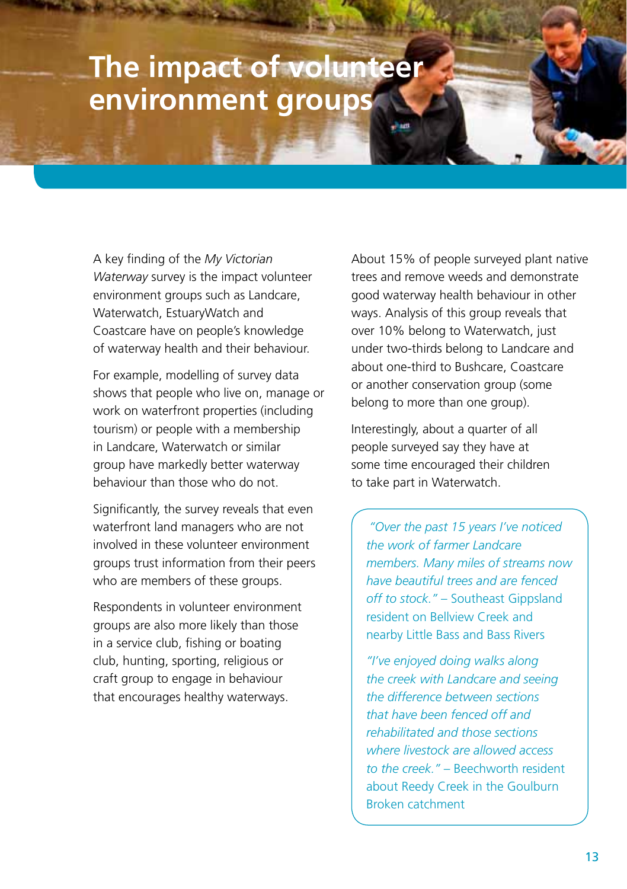# The impact of volunteer environment groups

A key finding of the *My Victorian Waterway* survey is the impact volunteer environment groups such as Landcare, Waterwatch, EstuaryWatch and Coastcare have on people's knowledge of waterway health and their behaviour.

For example, modelling of survey data shows that people who live on, manage or work on waterfront properties (including tourism) or people with a membership in Landcare, Waterwatch or similar group have markedly better waterway behaviour than those who do not.

Significantly, the survey reveals that even waterfront land managers who are not involved in these volunteer environment groups trust information from their peers who are members of these groups.

Respondents in volunteer environment groups are also more likely than those in a service club, fishing or boating club, hunting, sporting, religious or craft group to engage in behaviour that encourages healthy waterways.

About 15% of people surveyed plant native trees and remove weeds and demonstrate good waterway health behaviour in other ways. Analysis of this group reveals that over 10% belong to Waterwatch, just under two-thirds belong to Landcare and about one-third to Bushcare, Coastcare or another conservation group (some belong to more than one group).

Interestingly, about a quarter of all people surveyed say they have at some time encouraged their children to take part in Waterwatch.

> *"Over the past 15 years I've noticed the work of farmer Landcare members. Many miles of streams now have beautiful trees and are fenced off to stock."* – Southeast Gippsland resident on Bellview Creek and nearby Little Bass and Bass Rivers
>
> *"I've enjoyed doing walks along the creek with Landcare and seeing the difference between sections that have been fenced off and rehabilitated and those sections where livestock are allowed access to the creek."* – Beechworth resident about Reedy Creek in the Goulburn Broken catchment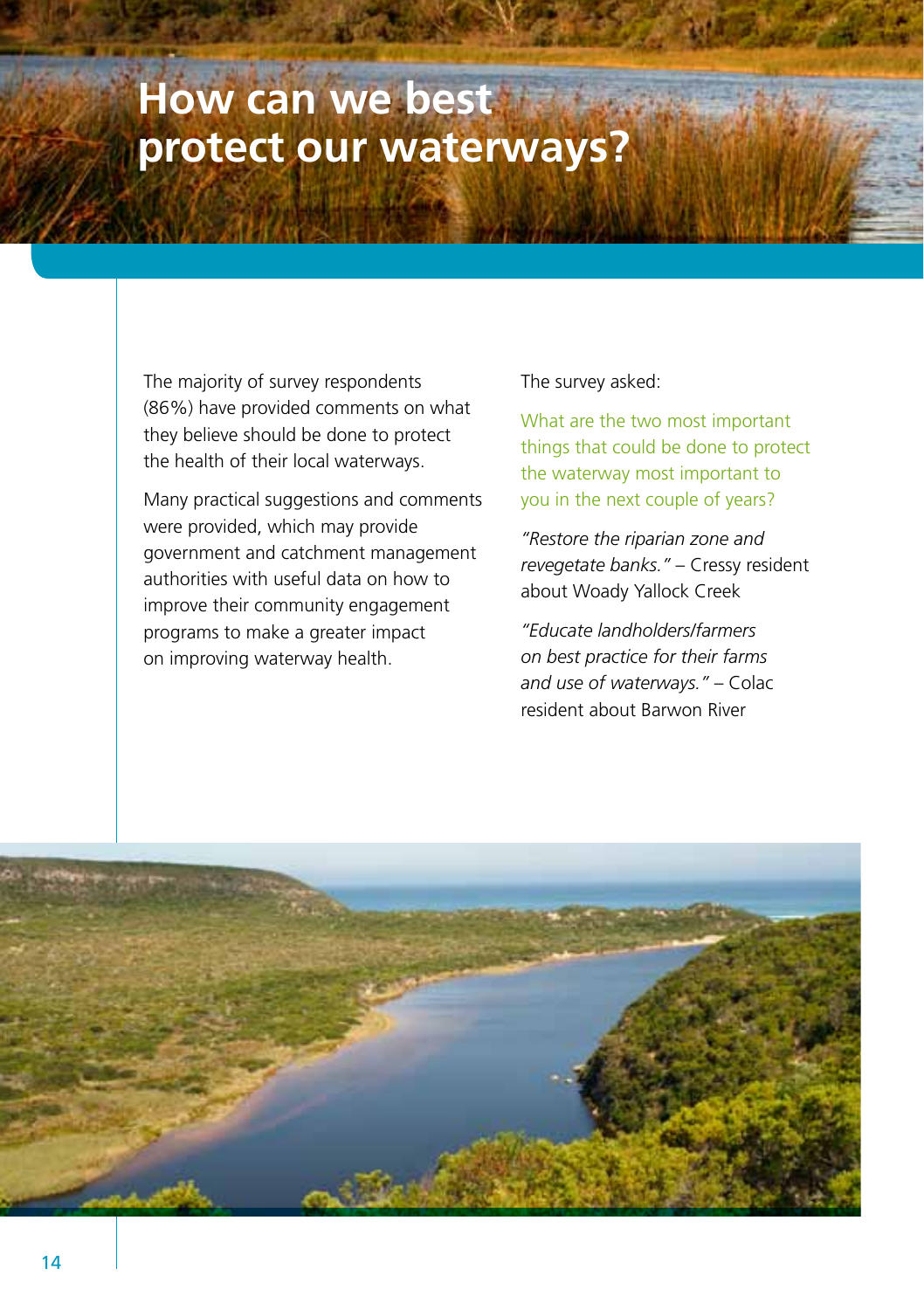# How can we best protect our waterways?

The majority of survey respondents (86%) have provided comments on what they believe should be done to protect the health of their local waterways.

Many practical suggestions and comments were provided, which may provide government and catchment management authorities with useful data on how to improve their community engagement programs to make a greater impact on improving waterway health.

The survey asked:

What are the two most important things that could be done to protect the waterway most important to you in the next couple of years?

*"Restore the riparian zone and revegetate banks."* – Cressy resident about Woady Yallock Creek

*"Educate landholders/farmers on best practice for their farms and use of waterways."* – Colac resident about Barwon River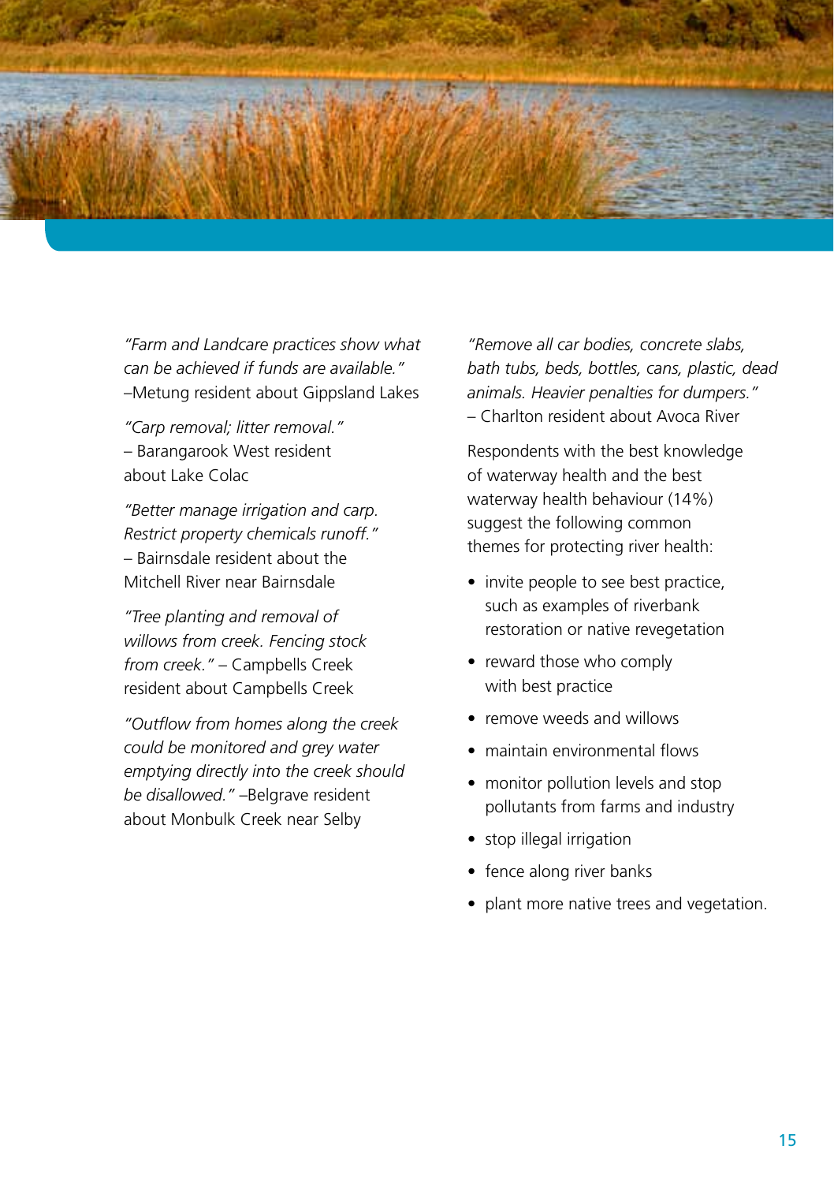*"Farm and Landcare practices show what can be achieved if funds are available."* –Metung resident about Gippsland Lakes

*"Carp removal; litter removal."* – Barangarook West resident about Lake Colac

*"Better manage irrigation and carp. Restrict property chemicals runoff."* – Bairnsdale resident about the Mitchell River near Bairnsdale

*"Tree planting and removal of willows from creek. Fencing stock from creek."* – Campbells Creek resident about Campbells Creek

*"Outflow from homes along the creek could be monitored and grey water emptying directly into the creek should be disallowed."* –Belgrave resident about Monbulk Creek near Selby

*"Remove all car bodies, concrete slabs, bath tubs, beds, bottles, cans, plastic, dead animals. Heavier penalties for dumpers."* – Charlton resident about Avoca River

Respondents with the best knowledge of waterway health and the best waterway health behaviour (14%) suggest the following common themes for protecting river health:

- invite people to see best practice, such as examples of riverbank restoration or native revegetation
- reward those who comply with best practice
- remove weeds and willows
- maintain environmental flows
- monitor pollution levels and stop pollutants from farms and industry
- stop illegal irrigation
- fence along river banks
- plant more native trees and vegetation.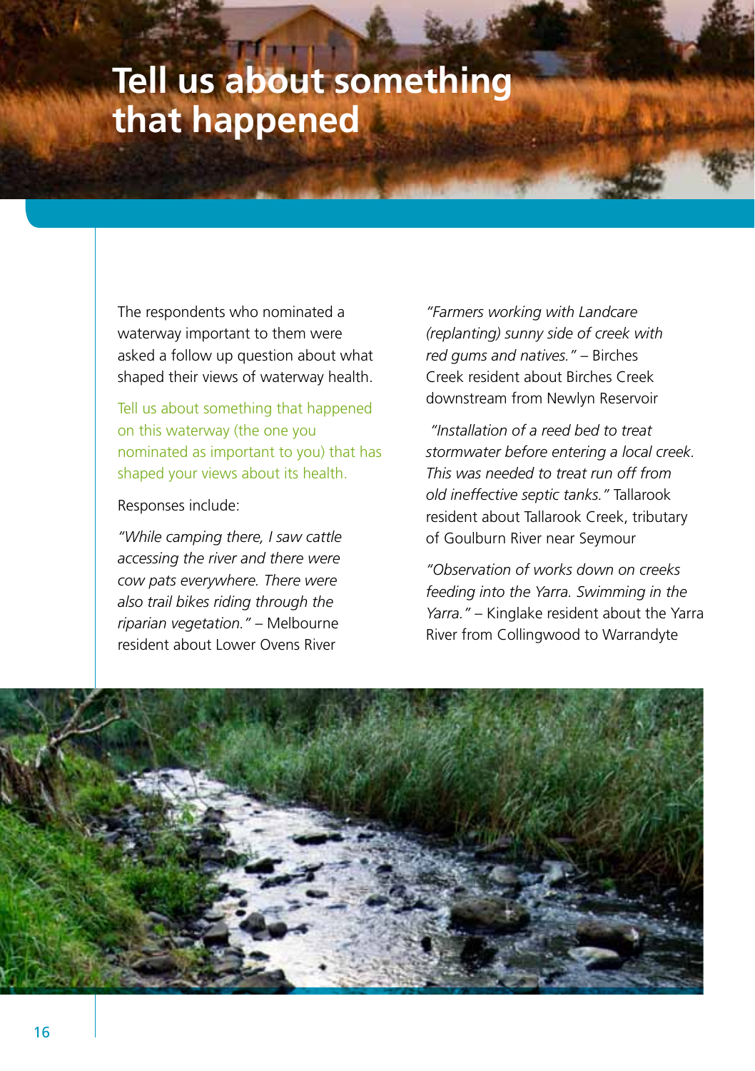# Tell us about something that happened

The respondents who nominated a waterway important to them were asked a follow up question about what shaped their views of waterway health.

Tell us about something that happened on this waterway (the one you nominated as important to you) that has shaped your views about its health.

Responses include:

*"While camping there, I saw cattle accessing the river and there were cow pats everywhere. There were also trail bikes riding through the riparian vegetation."* – Melbourne resident about Lower Ovens River

*"Farmers working with Landcare (replanting) sunny side of creek with red gums and natives."* – Birches Creek resident about Birches Creek downstream from Newlyn Reservoir

*"Installation of a reed bed to treat stormwater before entering a local creek. This was needed to treat run off from old ineffective septic tanks."* Tallarook resident about Tallarook Creek, tributary of Goulburn River near Seymour

*"Observation of works down on creeks feeding into the Yarra. Swimming in the Yarra."* – Kinglake resident about the Yarra River from Collingwood to Warrandyte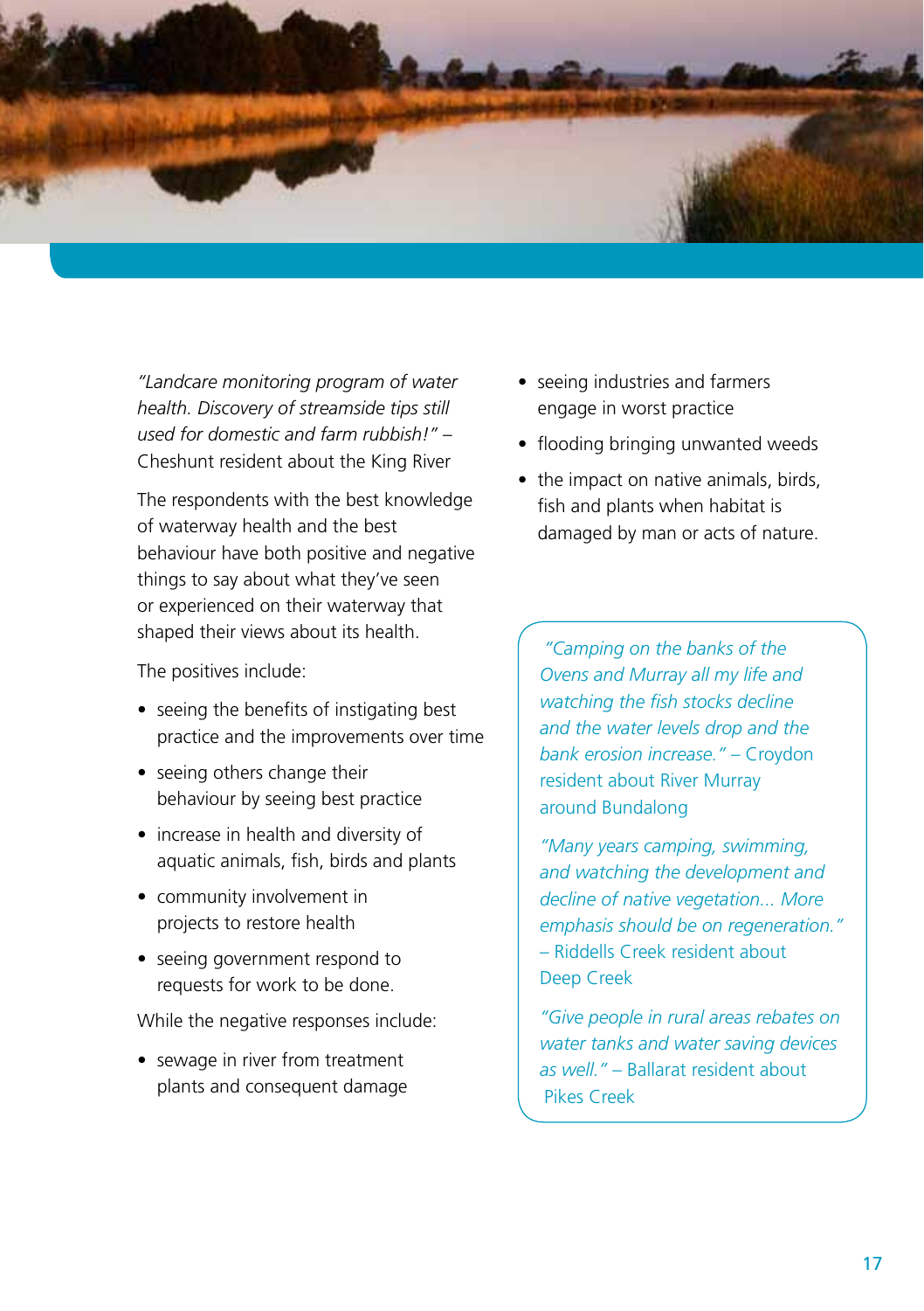*"Landcare monitoring program of water health. Discovery of streamside tips still used for domestic and farm rubbish!"* – Cheshunt resident about the King River

The respondents with the best knowledge of waterway health and the best behaviour have both positive and negative things to say about what they've seen or experienced on their waterway that shaped their views about its health.

The positives include:

- seeing the benefits of instigating best practice and the improvements over time
- seeing others change their behaviour by seeing best practice
- increase in health and diversity of aquatic animals, fish, birds and plants
- community involvement in projects to restore health
- seeing government respond to requests for work to be done.

While the negative responses include:

- sewage in river from treatment plants and consequent damage
- seeing industries and farmers engage in worst practice
- flooding bringing unwanted weeds
- the impact on native animals, birds, fish and plants when habitat is damaged by man or acts of nature.

*"Camping on the banks of the Ovens and Murray all my life and watching the fish stocks decline and the water levels drop and the bank erosion increase."* – Croydon resident about River Murray around Bundalong

*"Many years camping, swimming, and watching the development and decline of native vegetation... More emphasis should be on regeneration."* – Riddells Creek resident about Deep Creek

*"Give people in rural areas rebates on water tanks and water saving devices as well."* – Ballarat resident about Pikes Creek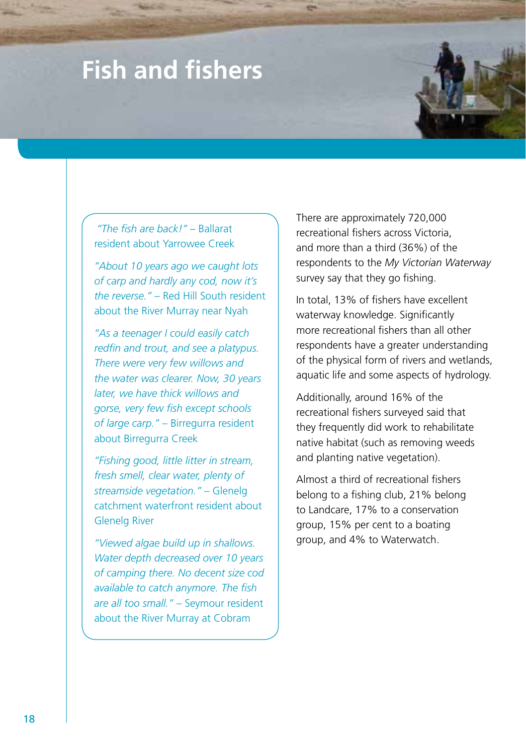# Fish and fishers

> *"The fish are back!"* – Ballarat resident about Yarrowee Creek
>
> *"About 10 years ago we caught lots of carp and hardly any cod, now it's the reverse."* – Red Hill South resident about the River Murray near Nyah
>
> *"As a teenager I could easily catch redfin and trout, and see a platypus. There were very few willows and the water was clearer. Now, 30 years later, we have thick willows and gorse, very few fish except schools of large carp."* – Birregurra resident about Birregurra Creek
>
> *"Fishing good, little litter in stream, fresh smell, clear water, plenty of streamside vegetation."* – Glenelg catchment waterfront resident about Glenelg River
>
> *"Viewed algae build up in shallows. Water depth decreased over 10 years of camping there. No decent size cod available to catch anymore. The fish are all too small."* – Seymour resident about the River Murray at Cobram

There are approximately 720,000 recreational fishers across Victoria, and more than a third (36%) of the respondents to the *My Victorian Waterway* survey say that they go fishing.

In total, 13% of fishers have excellent waterway knowledge. Significantly more recreational fishers than all other respondents have a greater understanding of the physical form of rivers and wetlands, aquatic life and some aspects of hydrology.

Additionally, around 16% of the recreational fishers surveyed said that they frequently did work to rehabilitate native habitat (such as removing weeds and planting native vegetation).

Almost a third of recreational fishers belong to a fishing club, 21% belong to Landcare, 17% to a conservation group, 15% per cent to a boating group, and 4% to Waterwatch.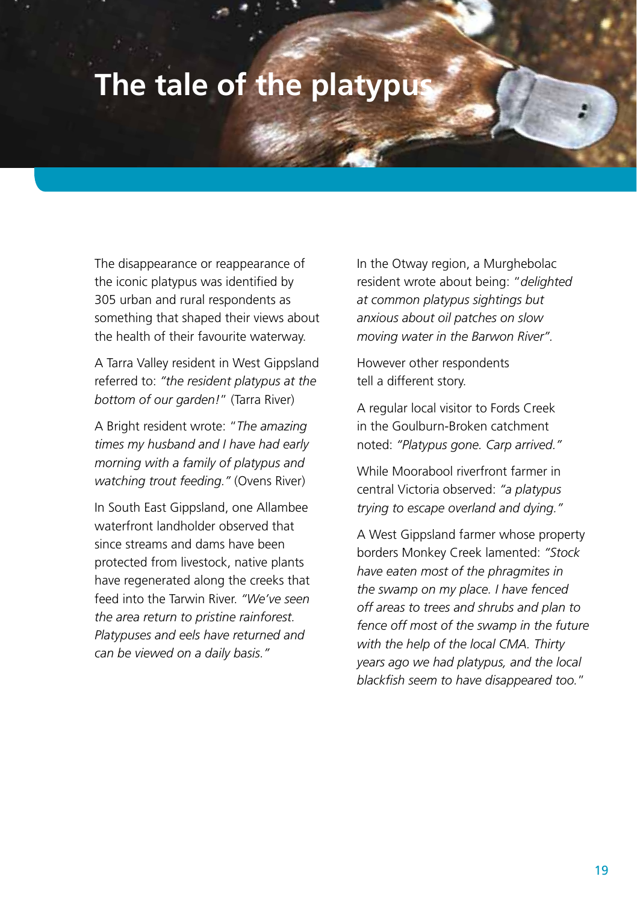# The tale of the platypus

The disappearance or reappearance of the iconic platypus was identified by 305 urban and rural respondents as something that shaped their views about the health of their favourite waterway.

A Tarra Valley resident in West Gippsland referred to: *"the resident platypus at the bottom of our garden!"* (Tarra River)

A Bright resident wrote: "*The amazing times my husband and I have had early morning with a family of platypus and watching trout feeding."* (Ovens River)

In South East Gippsland, one Allambee waterfront landholder observed that since streams and dams have been protected from livestock, native plants have regenerated along the creeks that feed into the Tarwin River. *"We've seen the area return to pristine rainforest. Platypuses and eels have returned and can be viewed on a daily basis."*

In the Otway region, a Murghebolac resident wrote about being: "*delighted at common platypus sightings but anxious about oil patches on slow moving water in the Barwon River".*

However other respondents tell a different story.

A regular local visitor to Fords Creek in the Goulburn-Broken catchment noted: *"Platypus gone. Carp arrived."*

While Moorabool riverfront farmer in central Victoria observed: *"a platypus trying to escape overland and dying."*

A West Gippsland farmer whose property borders Monkey Creek lamented: *"Stock have eaten most of the phragmites in the swamp on my place. I have fenced off areas to trees and shrubs and plan to fence off most of the swamp in the future with the help of the local CMA. Thirty years ago we had platypus, and the local blackfish seem to have disappeared too."*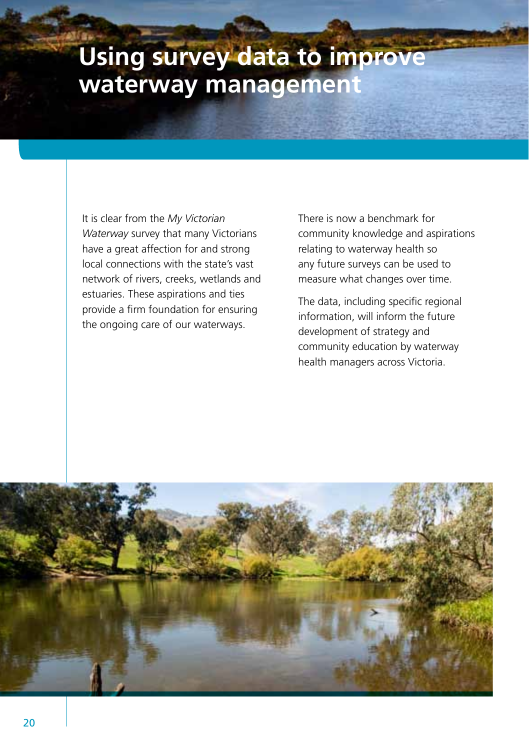# Using survey data to improve waterway management

It is clear from the *My Victorian Waterway* survey that many Victorians have a great affection for and strong local connections with the state's vast network of rivers, creeks, wetlands and estuaries. These aspirations and ties provide a firm foundation for ensuring the ongoing care of our waterways.

There is now a benchmark for community knowledge and aspirations relating to waterway health so any future surveys can be used to measure what changes over time.

The data, including specific regional information, will inform the future development of strategy and community education by waterway health managers across Victoria.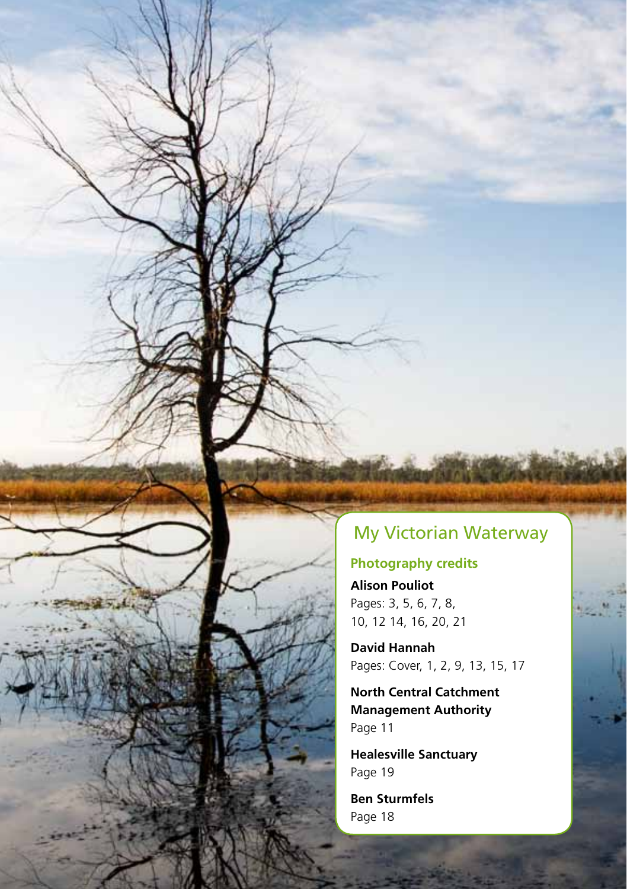# My Victorian Waterway

## Photography credits

**Alison Pouliot**
Pages: 3, 5, 6, 7, 8, 10, 12 14, 16, 20, 21

**David Hannah**
Pages: Cover, 1, 2, 9, 13, 15, 17

**North Central Catchment Management Authority**
Page 11

**Healesville Sanctuary**
Page 19

**Ben Sturmfels**
Page 18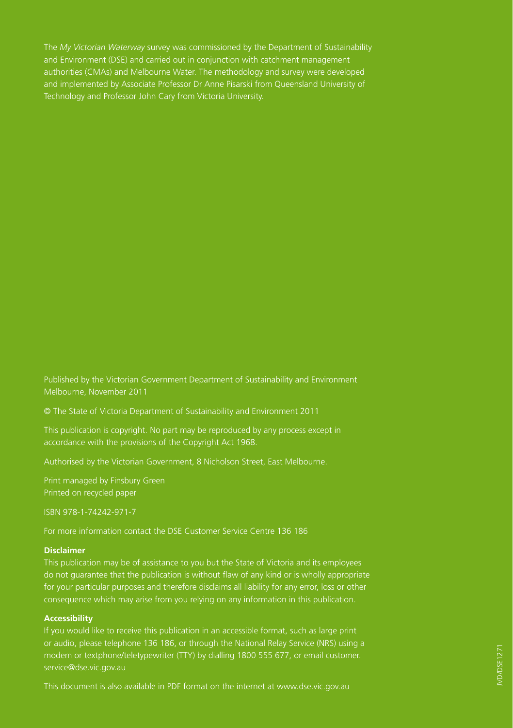The *My Victorian Waterway* survey was commissioned by the Department of Sustainability and Environment (DSE) and carried out in conjunction with catchment management authorities (CMAs) and Melbourne Water. The methodology and survey were developed and implemented by Associate Professor Dr Anne Pisarski from Queensland University of Technology and Professor John Cary from Victoria University.

Published by the Victorian Government Department of Sustainability and Environment Melbourne, November 2011

© The State of Victoria Department of Sustainability and Environment 2011

This publication is copyright. No part may be reproduced by any process except in accordance with the provisions of the Copyright Act 1968.

Authorised by the Victorian Government, 8 Nicholson Street, East Melbourne.

Print managed by Finsbury Green
Printed on recycled paper

ISBN 978-1-74242-971-7

For more information contact the DSE Customer Service Centre 136 186

**Disclaimer**

This publication may be of assistance to you but the State of Victoria and its employees do not guarantee that the publication is without flaw of any kind or is wholly appropriate for your particular purposes and therefore disclaims all liability for any error, loss or other consequence which may arise from you relying on any information in this publication.

**Accessibility**

If you would like to receive this publication in an accessible format, such as large print or audio, please telephone 136 186, or through the National Relay Service (NRS) using a modem or textphone/teletypewriter (TTY) by dialling 1800 555 677, or email customer.service@dse.vic.gov.au

This document is also available in PDF format on the internet at www.dse.vic.gov.au

JVD/DSE1271